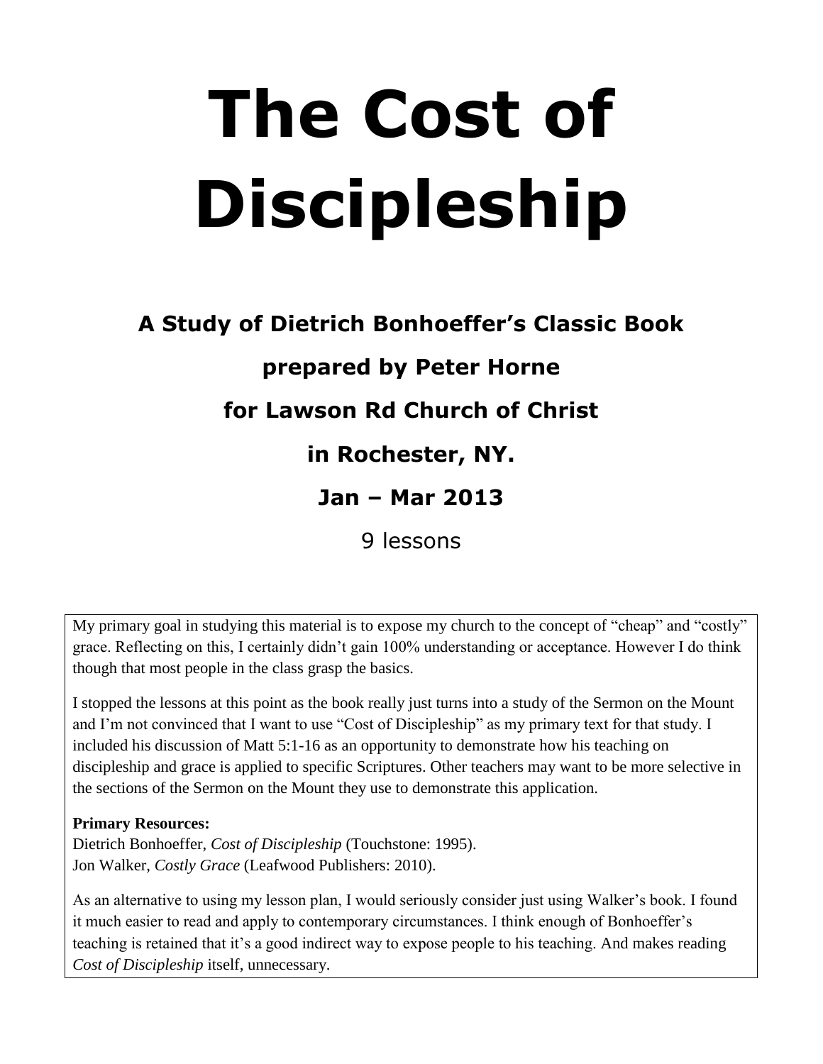# The Cost of Discipleship

## A Study of Dietrich Bonhoeffer's Classic Book

## prepared by Peter Horne

## for Lawson Rd Church of Christ

## in Rochester, NY.

## Jan – Mar 2013

9 lessons

My primary goal in studying this material is to expose my church to the concept of "cheap" and "costly" grace. Reflecting on this, I certainly didn't gain 100% understanding or acceptance. However I do think though that most people in the class grasp the basics.

I stopped the lessons at this point as the book really just turns into a study of the Sermon on the Mount and I'm not convinced that I want to use "Cost of Discipleship" as my primary text for that study. I included his discussion of Matt 5:1-16 as an opportunity to demonstrate how his teaching on discipleship and grace is applied to specific Scriptures. Other teachers may want to be more selective in the sections of the Sermon on the Mount they use to demonstrate this application.

**Primary Resources:**
Dietrich Bonhoeffer, *Cost of Discipleship* (Touchstone: 1995).
Jon Walker, *Costly Grace* (Leafwood Publishers: 2010).

As an alternative to using my lesson plan, I would seriously consider just using Walker's book. I found it much easier to read and apply to contemporary circumstances. I think enough of Bonhoeffer's teaching is retained that it's a good indirect way to expose people to his teaching. And makes reading *Cost of Discipleship* itself, unnecessary.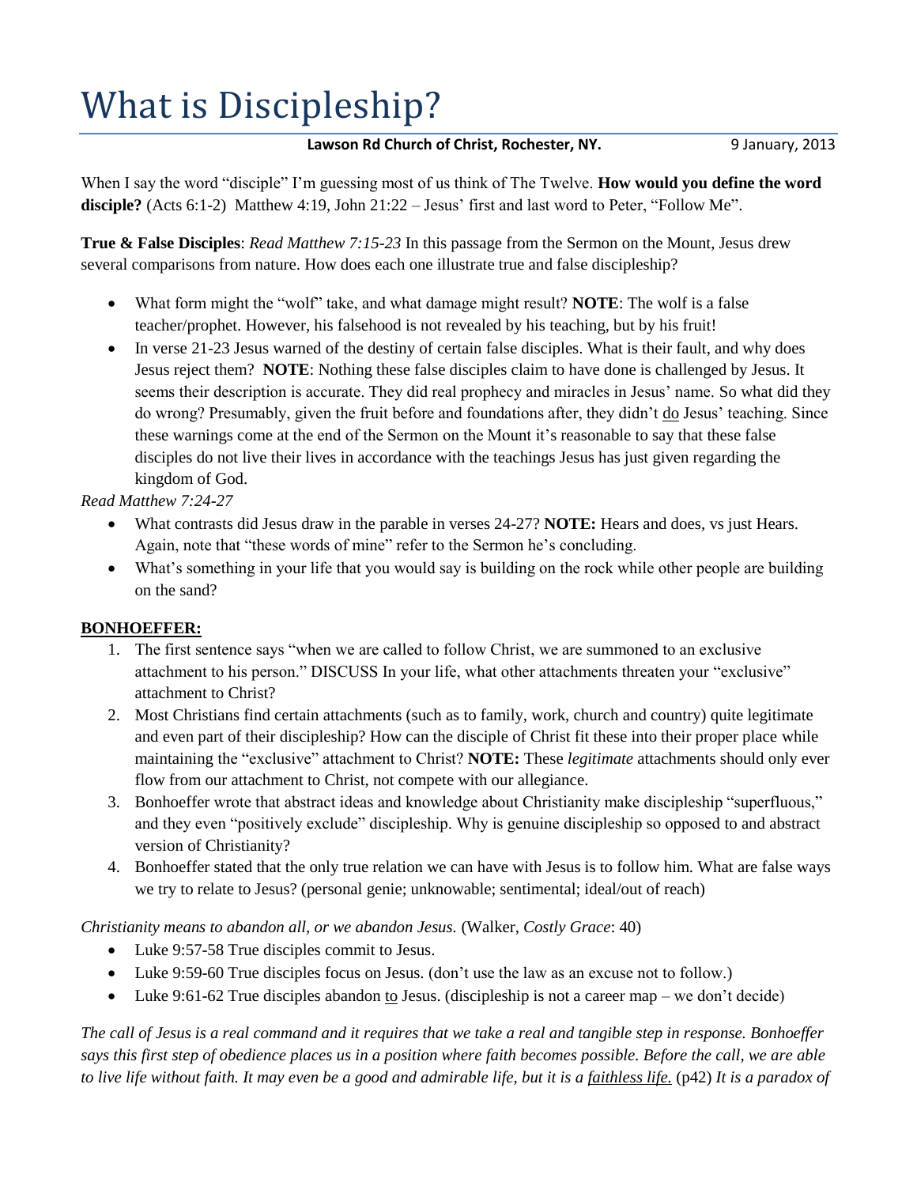# What is Discipleship?

**Lawson Rd Church of Christ, Rochester, NY.** 9 January, 2013

When I say the word "disciple" I'm guessing most of us think of The Twelve. **How would you define the word disciple?** (Acts 6:1-2) Matthew 4:19, John 21:22 – Jesus' first and last word to Peter, "Follow Me".

**True & False Disciples**: *Read Matthew 7:15-23* In this passage from the Sermon on the Mount, Jesus drew several comparisons from nature. How does each one illustrate true and false discipleship?

- What form might the "wolf" take, and what damage might result? **NOTE**: The wolf is a false teacher/prophet. However, his falsehood is not revealed by his teaching, but by his fruit!
- In verse 21-23 Jesus warned of the destiny of certain false disciples. What is their fault, and why does Jesus reject them? **NOTE**: Nothing these false disciples claim to have done is challenged by Jesus. It seems their description is accurate. They did real prophecy and miracles in Jesus' name. So what did they do wrong? Presumably, given the fruit before and foundations after, they didn't <u>do</u> Jesus' teaching. Since these warnings come at the end of the Sermon on the Mount it's reasonable to say that these false disciples do not live their lives in accordance with the teachings Jesus has just given regarding the kingdom of God.

*Read Matthew 7:24-27*

- What contrasts did Jesus draw in the parable in verses 24-27? **NOTE:** Hears and does, vs just Hears. Again, note that "these words of mine" refer to the Sermon he's concluding.
- What's something in your life that you would say is building on the rock while other people are building on the sand?

**<u>BONHOEFFER:</u>**

1. The first sentence says "when we are called to follow Christ, we are summoned to an exclusive attachment to his person." DISCUSS In your life, what other attachments threaten your "exclusive" attachment to Christ?
2. Most Christians find certain attachments (such as to family, work, church and country) quite legitimate and even part of their discipleship? How can the disciple of Christ fit these into their proper place while maintaining the "exclusive" attachment to Christ? **NOTE:** These *legitimate* attachments should only ever flow from our attachment to Christ, not compete with our allegiance.
3. Bonhoeffer wrote that abstract ideas and knowledge about Christianity make discipleship "superfluous," and they even "positively exclude" discipleship. Why is genuine discipleship so opposed to and abstract version of Christianity?
4. Bonhoeffer stated that the only true relation we can have with Jesus is to follow him. What are false ways we try to relate to Jesus? (personal genie; unknowable; sentimental; ideal/out of reach)

*Christianity means to abandon all, or we abandon Jesus.* (Walker, *Costly Grace*: 40)

- Luke 9:57-58 True disciples commit to Jesus.
- Luke 9:59-60 True disciples focus on Jesus. (don't use the law as an excuse not to follow.)
- Luke 9:61-62 True disciples abandon <u>to</u> Jesus. (discipleship is not a career map – we don't decide)

*The call of Jesus is a real command and it requires that we take a real and tangible step in response. Bonhoeffer says this first step of obedience places us in a position where faith becomes possible. Before the call, we are able to live life without faith. It may even be a good and admirable life, but it is a <u>faithless life.</u>* (p42) *It is a paradox of*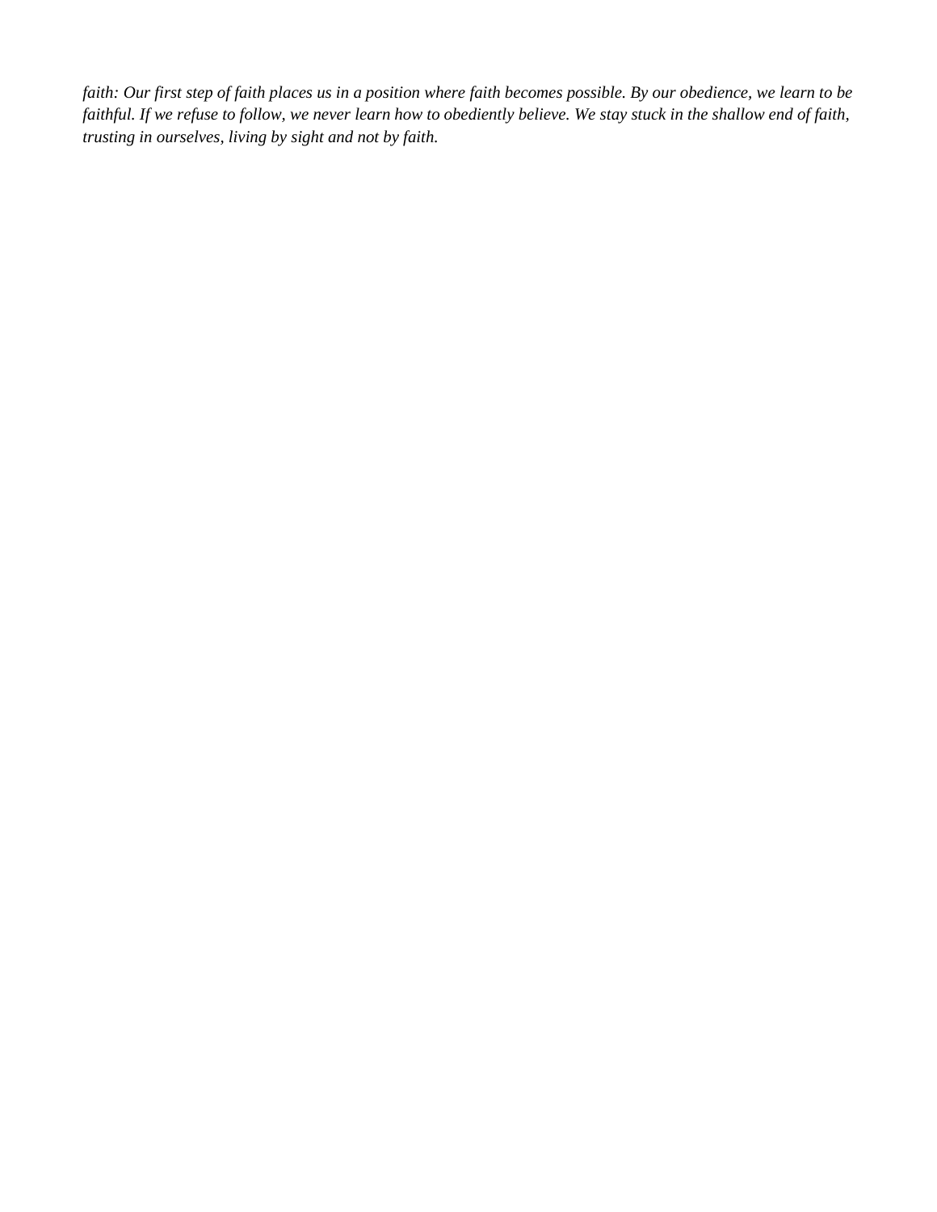*faith: Our first step of faith places us in a position where faith becomes possible. By our obedience, we learn to be faithful. If we refuse to follow, we never learn how to obediently believe. We stay stuck in the shallow end of faith, trusting in ourselves, living by sight and not by faith.*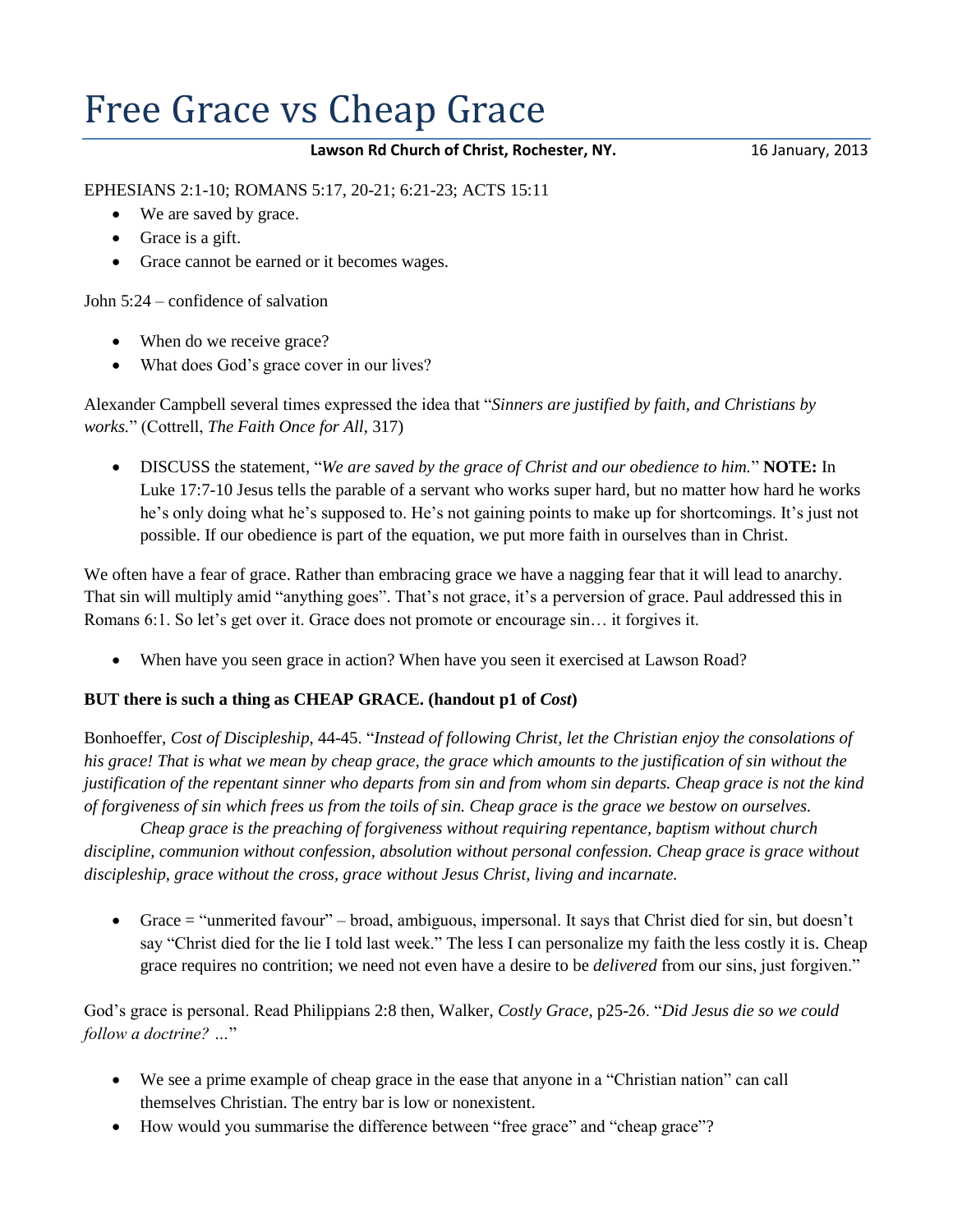# Free Grace vs Cheap Grace

**Lawson Rd Church of Christ, Rochester, NY.** 16 January, 2013

EPHESIANS 2:1-10; ROMANS 5:17, 20-21; 6:21-23; ACTS 15:11

- We are saved by grace.
- Grace is a gift.
- Grace cannot be earned or it becomes wages.

John 5:24 – confidence of salvation

- When do we receive grace?
- What does God's grace cover in our lives?

Alexander Campbell several times expressed the idea that "*Sinners are justified by faith, and Christians by works.*" (Cottrell, *The Faith Once for All*, 317)

- DISCUSS the statement, "*We are saved by the grace of Christ and our obedience to him.*" **NOTE:** In Luke 17:7-10 Jesus tells the parable of a servant who works super hard, but no matter how hard he works he's only doing what he's supposed to. He's not gaining points to make up for shortcomings. It's just not possible. If our obedience is part of the equation, we put more faith in ourselves than in Christ.

We often have a fear of grace. Rather than embracing grace we have a nagging fear that it will lead to anarchy. That sin will multiply amid "anything goes". That's not grace, it's a perversion of grace. Paul addressed this in Romans 6:1. So let's get over it. Grace does not promote or encourage sin… it forgives it.

- When have you seen grace in action? When have you seen it exercised at Lawson Road?

**BUT there is such a thing as CHEAP GRACE. (handout p1 of *Cost*)**

Bonhoeffer, *Cost of Discipleship*, 44-45. "*Instead of following Christ, let the Christian enjoy the consolations of his grace! That is what we mean by cheap grace, the grace which amounts to the justification of sin without the justification of the repentant sinner who departs from sin and from whom sin departs. Cheap grace is not the kind of forgiveness of sin which frees us from the toils of sin. Cheap grace is the grace we bestow on ourselves.*

*Cheap grace is the preaching of forgiveness without requiring repentance, baptism without church discipline, communion without confession, absolution without personal confession. Cheap grace is grace without discipleship, grace without the cross, grace without Jesus Christ, living and incarnate.*

- Grace = "unmerited favour" – broad, ambiguous, impersonal. It says that Christ died for sin, but doesn't say "Christ died for the lie I told last week." The less I can personalize my faith the less costly it is. Cheap grace requires no contrition; we need not even have a desire to be *delivered* from our sins, just forgiven."

God's grace is personal. Read Philippians 2:8 then, Walker, *Costly Grace*, p25-26. "*Did Jesus die so we could follow a doctrine? …*"

- We see a prime example of cheap grace in the ease that anyone in a "Christian nation" can call themselves Christian. The entry bar is low or nonexistent.
- How would you summarise the difference between "free grace" and "cheap grace"?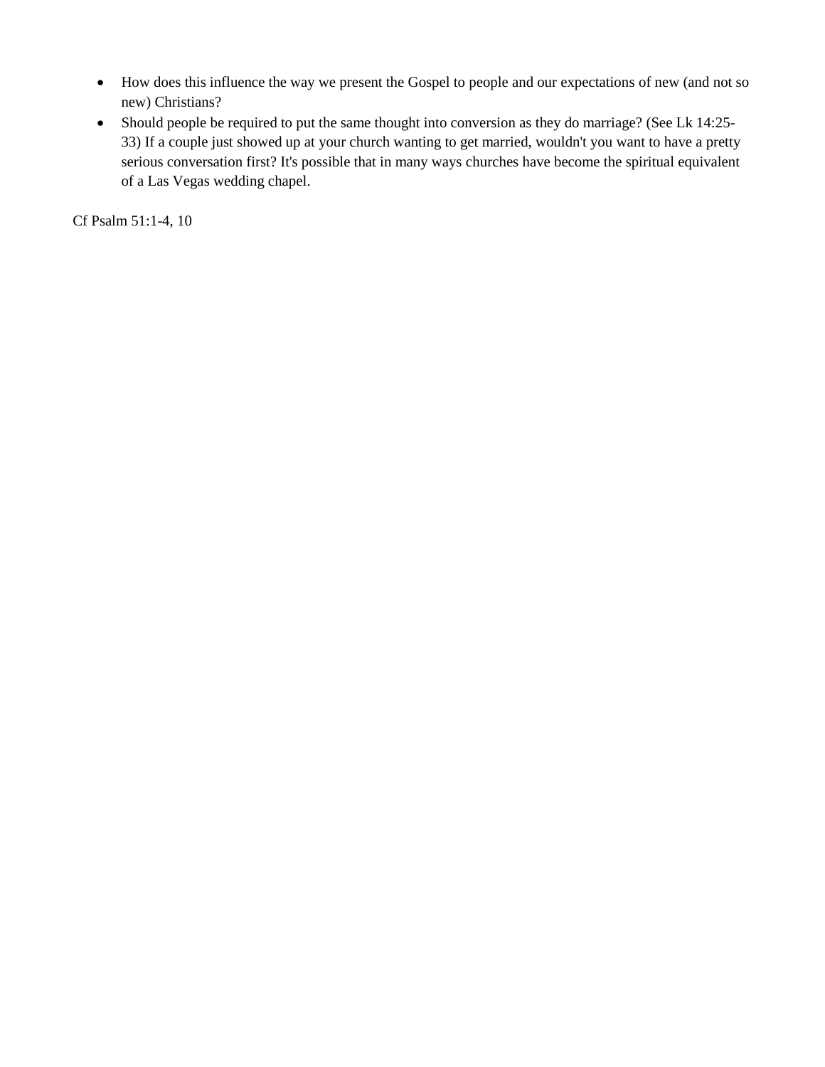- How does this influence the way we present the Gospel to people and our expectations of new (and not so new) Christians?
- Should people be required to put the same thought into conversion as they do marriage? (See Lk 14:25-33) If a couple just showed up at your church wanting to get married, wouldn't you want to have a pretty serious conversation first? It's possible that in many ways churches have become the spiritual equivalent of a Las Vegas wedding chapel.

Cf Psalm 51:1-4, 10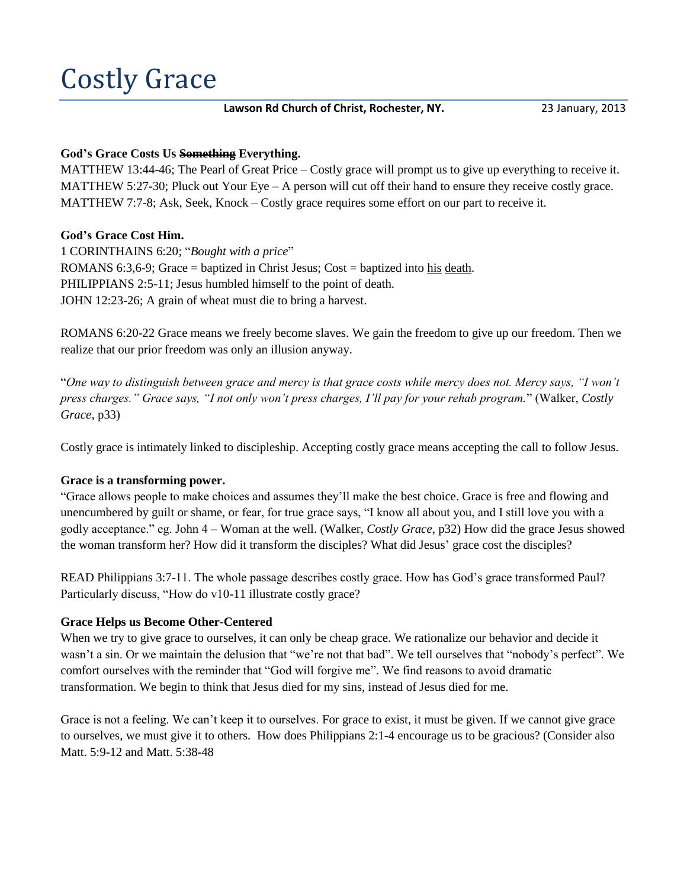# Costly Grace

**Lawson Rd Church of Christ, Rochester, NY.** 23 January, 2013

**God's Grace Costs Us ~~Something~~ Everything.**

MATTHEW 13:44-46; The Pearl of Great Price – Costly grace will prompt us to give up everything to receive it.
MATTHEW 5:27-30; Pluck out Your Eye – A person will cut off their hand to ensure they receive costly grace.
MATTHEW 7:7-8; Ask, Seek, Knock – Costly grace requires some effort on our part to receive it.

**God's Grace Cost Him.**

1 CORINTHAINS 6:20; "*Bought with a price*"
ROMANS 6:3,6-9; Grace = baptized in Christ Jesus; Cost = baptized into <u>his</u> <u>death</u>.
PHILIPPIANS 2:5-11; Jesus humbled himself to the point of death.
JOHN 12:23-26; A grain of wheat must die to bring a harvest.

ROMANS 6:20-22 Grace means we freely become slaves. We gain the freedom to give up our freedom. Then we realize that our prior freedom was only an illusion anyway.

"*One way to distinguish between grace and mercy is that grace costs while mercy does not. Mercy says, "I won't press charges." Grace says, "I not only won't press charges, I'll pay for your rehab program.*" (Walker, *Costly Grace*, p33)

Costly grace is intimately linked to discipleship. Accepting costly grace means accepting the call to follow Jesus.

**Grace is a transforming power.**

"Grace allows people to make choices and assumes they'll make the best choice. Grace is free and flowing and unencumbered by guilt or shame, or fear, for true grace says, "I know all about you, and I still love you with a godly acceptance." eg. John 4 – Woman at the well. (Walker, *Costly Grace*, p32) How did the grace Jesus showed the woman transform her? How did it transform the disciples? What did Jesus' grace cost the disciples?

READ Philippians 3:7-11. The whole passage describes costly grace. How has God's grace transformed Paul? Particularly discuss, "How do v10-11 illustrate costly grace?

**Grace Helps us Become Other-Centered**

When we try to give grace to ourselves, it can only be cheap grace. We rationalize our behavior and decide it wasn't a sin. Or we maintain the delusion that "we're not that bad". We tell ourselves that "nobody's perfect". We comfort ourselves with the reminder that "God will forgive me". We find reasons to avoid dramatic transformation. We begin to think that Jesus died for my sins, instead of Jesus died for me.

Grace is not a feeling. We can't keep it to ourselves. For grace to exist, it must be given. If we cannot give grace to ourselves, we must give it to others. How does Philippians 2:1-4 encourage us to be gracious? (Consider also Matt. 5:9-12 and Matt. 5:38-48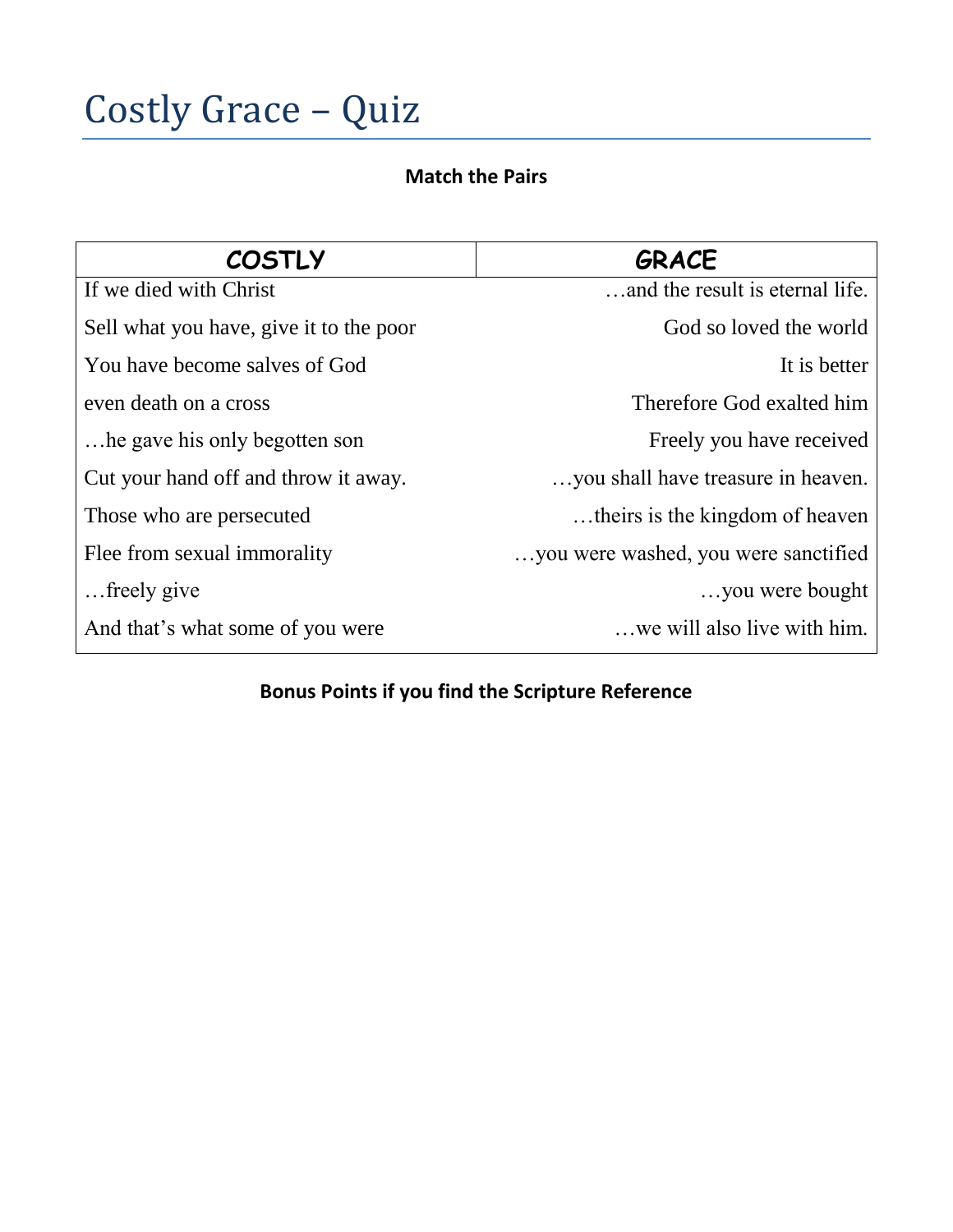# Costly Grace – Quiz

**Match the Pairs**

| COSTLY | GRACE |
|---|---|
| If we died with Christ | …and the result is eternal life. |
| Sell what you have, give it to the poor | God so loved the world |
| You have become salves of God | It is better |
| even death on a cross | Therefore God exalted him |
| …he gave his only begotten son | Freely you have received |
| Cut your hand off and throw it away. | …you shall have treasure in heaven. |
| Those who are persecuted | …theirs is the kingdom of heaven |
| Flee from sexual immorality | …you were washed, you were sanctified |
| …freely give | …you were bought |
| And that's what some of you were | …we will also live with him. |

**Bonus Points if you find the Scripture Reference**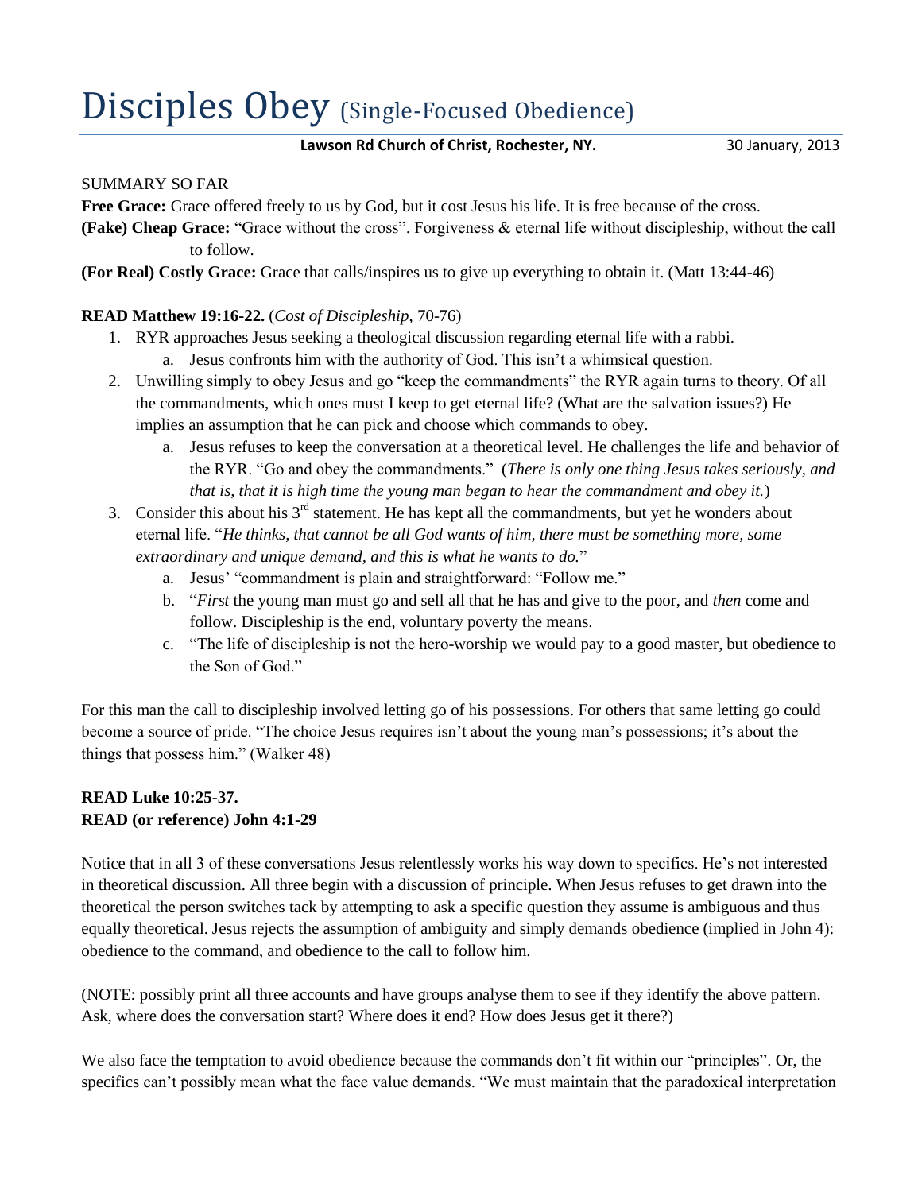# Disciples Obey (Single-Focused Obedience)

**Lawson Rd Church of Christ, Rochester, NY.** 30 January, 2013

SUMMARY SO FAR

**Free Grace:** Grace offered freely to us by God, but it cost Jesus his life. It is free because of the cross.

**(Fake) Cheap Grace:** "Grace without the cross". Forgiveness & eternal life without discipleship, without the call to follow.

**(For Real) Costly Grace:** Grace that calls/inspires us to give up everything to obtain it. (Matt 13:44-46)

**READ Matthew 19:16-22.** (*Cost of Discipleship*, 70-76)

1. RYR approaches Jesus seeking a theological discussion regarding eternal life with a rabbi.
   a. Jesus confronts him with the authority of God. This isn't a whimsical question.
2. Unwilling simply to obey Jesus and go "keep the commandments" the RYR again turns to theory. Of all the commandments, which ones must I keep to get eternal life? (What are the salvation issues?) He implies an assumption that he can pick and choose which commands to obey.
   a. Jesus refuses to keep the conversation at a theoretical level. He challenges the life and behavior of the RYR. "Go and obey the commandments." (*There is only one thing Jesus takes seriously, and that is, that it is high time the young man began to hear the commandment and obey it.*)
3. Consider this about his 3rd statement. He has kept all the commandments, but yet he wonders about eternal life. "*He thinks, that cannot be all God wants of him, there must be something more, some extraordinary and unique demand, and this is what he wants to do.*"
   a. Jesus' "commandment is plain and straightforward: "Follow me."
   b. "*First* the young man must go and sell all that he has and give to the poor, and *then* come and follow. Discipleship is the end, voluntary poverty the means.
   c. "The life of discipleship is not the hero-worship we would pay to a good master, but obedience to the Son of God."

For this man the call to discipleship involved letting go of his possessions. For others that same letting go could become a source of pride. "The choice Jesus requires isn't about the young man's possessions; it's about the things that possess him." (Walker 48)

**READ Luke 10:25-37.**
**READ (or reference) John 4:1-29**

Notice that in all 3 of these conversations Jesus relentlessly works his way down to specifics. He's not interested in theoretical discussion. All three begin with a discussion of principle. When Jesus refuses to get drawn into the theoretical the person switches tack by attempting to ask a specific question they assume is ambiguous and thus equally theoretical. Jesus rejects the assumption of ambiguity and simply demands obedience (implied in John 4): obedience to the command, and obedience to the call to follow him.

(NOTE: possibly print all three accounts and have groups analyse them to see if they identify the above pattern. Ask, where does the conversation start? Where does it end? How does Jesus get it there?)

We also face the temptation to avoid obedience because the commands don't fit within our "principles". Or, the specifics can't possibly mean what the face value demands. "We must maintain that the paradoxical interpretation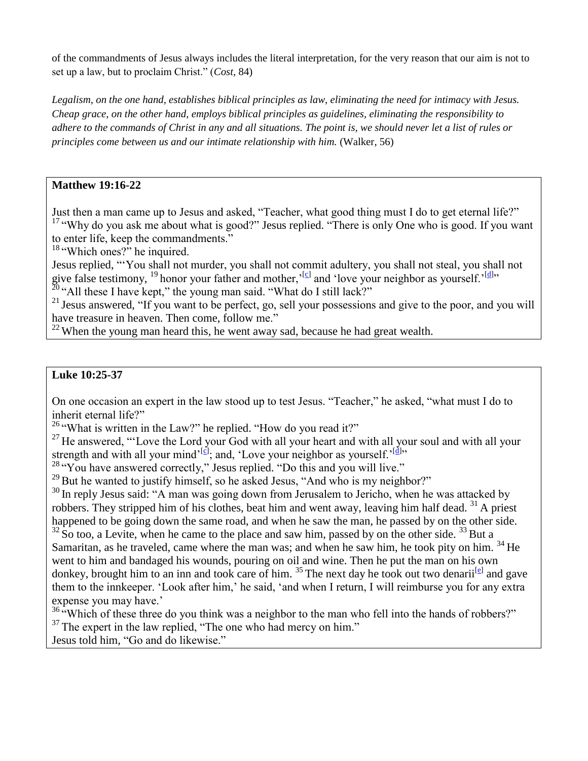of the commandments of Jesus always includes the literal interpretation, for the very reason that our aim is not to set up a law, but to proclaim Christ." (*Cost*, 84)

*Legalism, on the one hand, establishes biblical principles as law, eliminating the need for intimacy with Jesus. Cheap grace, on the other hand, employs biblical principles as guidelines, eliminating the responsibility to adhere to the commands of Christ in any and all situations. The point is, we should never let a list of rules or principles come between us and our intimate relationship with him.* (Walker, 56)

**Matthew 19:16-22**

Just then a man came up to Jesus and asked, "Teacher, what good thing must I do to get eternal life?" [17] "Why do you ask me about what is good?" Jesus replied. "There is only One who is good. If you want to enter life, keep the commandments."
[18] "Which ones?" he inquired.
Jesus replied, "'You shall not murder, you shall not commit adultery, you shall not steal, you shall not give false testimony, [19] honor your father and mother,'[c] and 'love your neighbor as yourself.'[d]"
[20] "All these I have kept," the young man said. "What do I still lack?"
[21] Jesus answered, "If you want to be perfect, go, sell your possessions and give to the poor, and you will have treasure in heaven. Then come, follow me."
[22] When the young man heard this, he went away sad, because he had great wealth.

**Luke 10:25-37**

On one occasion an expert in the law stood up to test Jesus. "Teacher," he asked, "what must I do to inherit eternal life?"
[26] "What is written in the Law?" he replied. "How do you read it?"
[27] He answered, "'Love the Lord your God with all your heart and with all your soul and with all your strength and with all your mind'[c]; and, 'Love your neighbor as yourself.'[d]"
[28] "You have answered correctly," Jesus replied. "Do this and you will live."
[29] But he wanted to justify himself, so he asked Jesus, "And who is my neighbor?"
[30] In reply Jesus said: "A man was going down from Jerusalem to Jericho, when he was attacked by robbers. They stripped him of his clothes, beat him and went away, leaving him half dead. [31] A priest happened to be going down the same road, and when he saw the man, he passed by on the other side. [32] So too, a Levite, when he came to the place and saw him, passed by on the other side. [33] But a Samaritan, as he traveled, came where the man was; and when he saw him, he took pity on him. [34] He went to him and bandaged his wounds, pouring on oil and wine. Then he put the man on his own donkey, brought him to an inn and took care of him. [35] The next day he took out two denarii[e] and gave them to the innkeeper. 'Look after him,' he said, 'and when I return, I will reimburse you for any extra expense you may have.'
[36] "Which of these three do you think was a neighbor to the man who fell into the hands of robbers?"
[37] The expert in the law replied, "The one who had mercy on him."
Jesus told him, "Go and do likewise."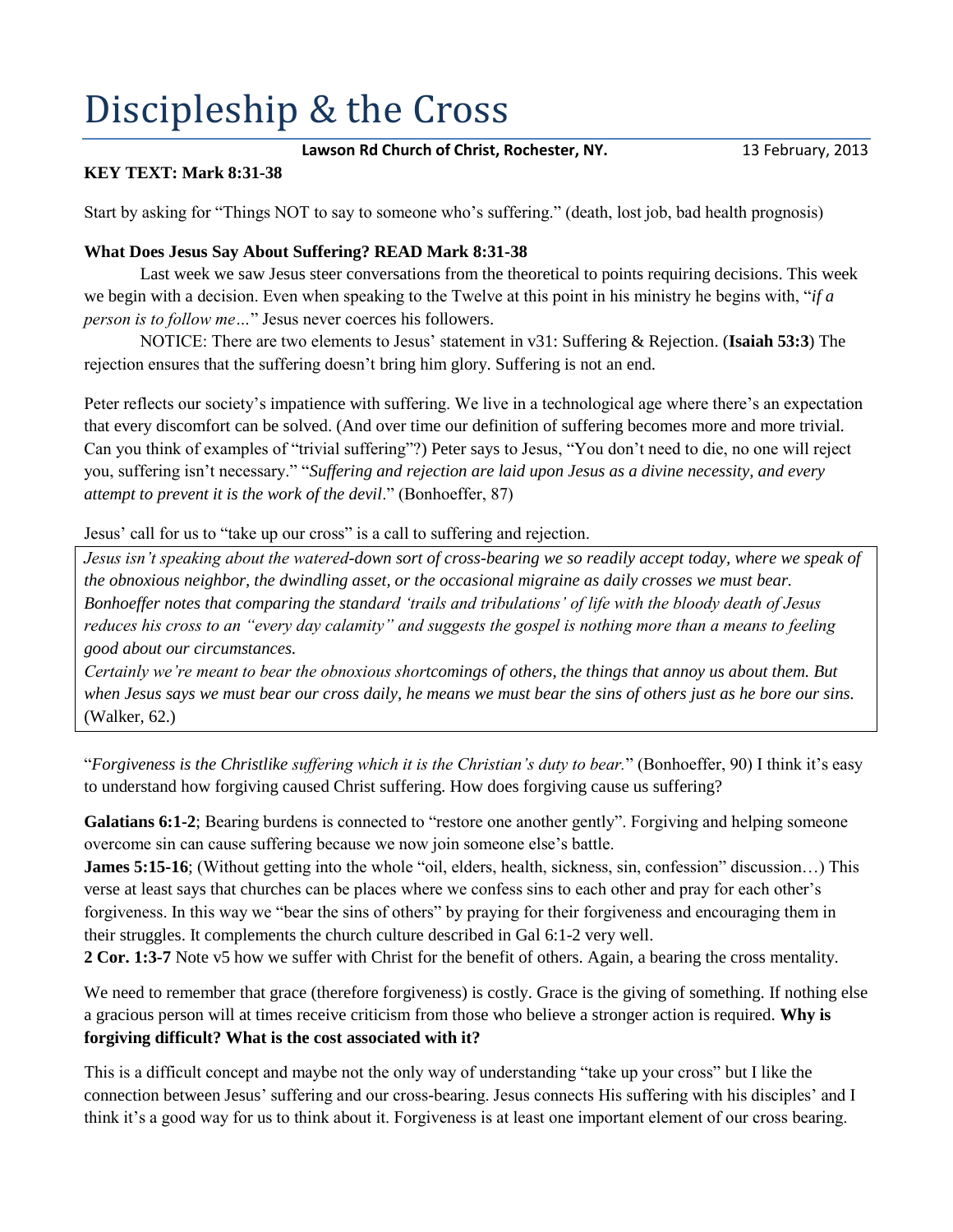# Discipleship & the Cross

**Lawson Rd Church of Christ, Rochester, NY.** 13 February, 2013

**KEY TEXT: Mark 8:31-38**

Start by asking for "Things NOT to say to someone who's suffering." (death, lost job, bad health prognosis)

**What Does Jesus Say About Suffering? READ Mark 8:31-38**

Last week we saw Jesus steer conversations from the theoretical to points requiring decisions. This week we begin with a decision. Even when speaking to the Twelve at this point in his ministry he begins with, "*if a person is to follow me…*" Jesus never coerces his followers.

NOTICE: There are two elements to Jesus' statement in v31: Suffering & Rejection. (**Isaiah 53:3**) The rejection ensures that the suffering doesn't bring him glory. Suffering is not an end.

Peter reflects our society's impatience with suffering. We live in a technological age where there's an expectation that every discomfort can be solved. (And over time our definition of suffering becomes more and more trivial. Can you think of examples of "trivial suffering"?) Peter says to Jesus, "You don't need to die, no one will reject you, suffering isn't necessary." "*Suffering and rejection are laid upon Jesus as a divine necessity, and every attempt to prevent it is the work of the devil*." (Bonhoeffer, 87)

Jesus' call for us to "take up our cross" is a call to suffering and rejection.

> *Jesus isn't speaking about the watered-down sort of cross-bearing we so readily accept today, where we speak of the obnoxious neighbor, the dwindling asset, or the occasional migraine as daily crosses we must bear. Bonhoeffer notes that comparing the standard 'trails and tribulations' of life with the bloody death of Jesus reduces his cross to an "every day calamity" and suggests the gospel is nothing more than a means to feeling good about our circumstances.*
>
> *Certainly we're meant to bear the obnoxious shortcomings of others, the things that annoy us about them. But when Jesus says we must bear our cross daily, he means we must bear the sins of others just as he bore our sins.* (Walker, 62.)

"*Forgiveness is the Christlike suffering which it is the Christian's duty to bear.*" (Bonhoeffer, 90) I think it's easy to understand how forgiving caused Christ suffering. How does forgiving cause us suffering?

**Galatians 6:1-2**; Bearing burdens is connected to "restore one another gently". Forgiving and helping someone overcome sin can cause suffering because we now join someone else's battle.

**James 5:15-16**; (Without getting into the whole "oil, elders, health, sickness, sin, confession" discussion…) This verse at least says that churches can be places where we confess sins to each other and pray for each other's forgiveness. In this way we "bear the sins of others" by praying for their forgiveness and encouraging them in their struggles. It complements the church culture described in Gal 6:1-2 very well.

**2 Cor. 1:3-7** Note v5 how we suffer with Christ for the benefit of others. Again, a bearing the cross mentality.

We need to remember that grace (therefore forgiveness) is costly. Grace is the giving of something. If nothing else a gracious person will at times receive criticism from those who believe a stronger action is required. **Why is forgiving difficult? What is the cost associated with it?**

This is a difficult concept and maybe not the only way of understanding "take up your cross" but I like the connection between Jesus' suffering and our cross-bearing. Jesus connects His suffering with his disciples' and I think it's a good way for us to think about it. Forgiveness is at least one important element of our cross bearing.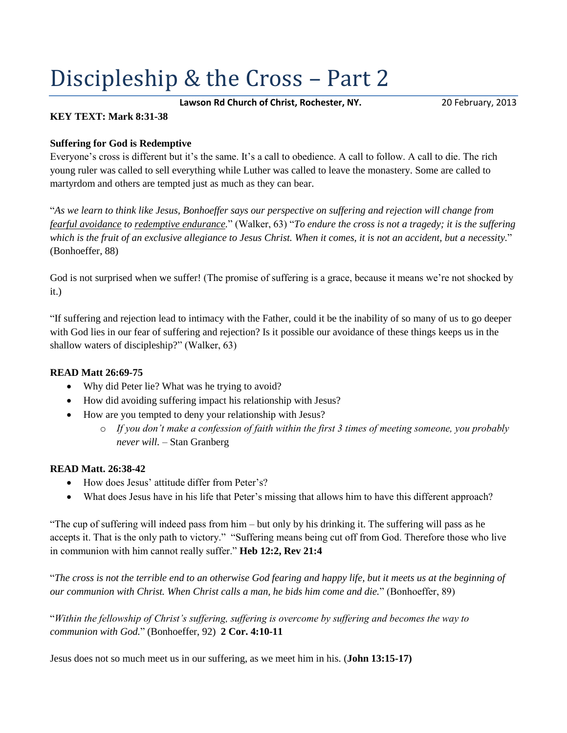# Discipleship & the Cross – Part 2

**Lawson Rd Church of Christ, Rochester, NY.** 20 February, 2013

**KEY TEXT: Mark 8:31-38**

**Suffering for God is Redemptive**

Everyone's cross is different but it's the same. It's a call to obedience. A call to follow. A call to die. The rich young ruler was called to sell everything while Luther was called to leave the monastery. Some are called to martyrdom and others are tempted just as much as they can bear.

"*As we learn to think like Jesus, Bonhoeffer says our perspective on suffering and rejection will change from <u>fearful avoidance</u> to <u>redemptive endurance</u>.*" (Walker, 63) "*To endure the cross is not a tragedy; it is the suffering which is the fruit of an exclusive allegiance to Jesus Christ. When it comes, it is not an accident, but a necessity.*" (Bonhoeffer, 88)

God is not surprised when we suffer! (The promise of suffering is a grace, because it means we're not shocked by it.)

"If suffering and rejection lead to intimacy with the Father, could it be the inability of so many of us to go deeper with God lies in our fear of suffering and rejection? Is it possible our avoidance of these things keeps us in the shallow waters of discipleship?" (Walker, 63)

**READ Matt 26:69-75**

- Why did Peter lie? What was he trying to avoid?
- How did avoiding suffering impact his relationship with Jesus?
- How are you tempted to deny your relationship with Jesus?
  - *If you don't make a confession of faith within the first 3 times of meeting someone, you probably never will.* – Stan Granberg

**READ Matt. 26:38-42**

- How does Jesus' attitude differ from Peter's?
- What does Jesus have in his life that Peter's missing that allows him to have this different approach?

"The cup of suffering will indeed pass from him – but only by his drinking it. The suffering will pass as he accepts it. That is the only path to victory." "Suffering means being cut off from God. Therefore those who live in communion with him cannot really suffer." **Heb 12:2, Rev 21:4**

"*The cross is not the terrible end to an otherwise God fearing and happy life, but it meets us at the beginning of our communion with Christ. When Christ calls a man, he bids him come and die.*" (Bonhoeffer, 89)

"*Within the fellowship of Christ's suffering, suffering is overcome by suffering and becomes the way to communion with God.*" (Bonhoeffer, 92) **2 Cor. 4:10-11**

Jesus does not so much meet us in our suffering, as we meet him in his. (**John 13:15-17)**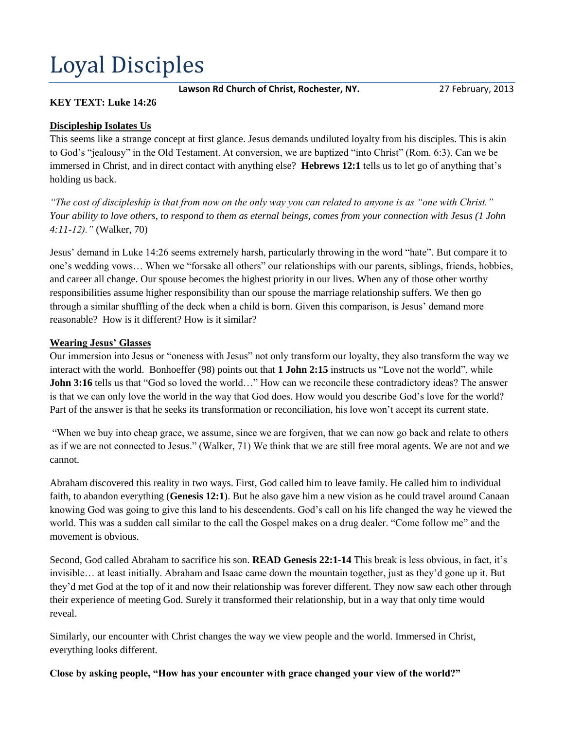# Loyal Disciples

**Lawson Rd Church of Christ, Rochester, NY.** 27 February, 2013

**KEY TEXT: Luke 14:26**

**Discipleship Isolates Us**

This seems like a strange concept at first glance. Jesus demands undiluted loyalty from his disciples. This is akin to God's "jealousy" in the Old Testament. At conversion, we are baptized "into Christ" (Rom. 6:3). Can we be immersed in Christ, and in direct contact with anything else? **Hebrews 12:1** tells us to let go of anything that's holding us back.

*"The cost of discipleship is that from now on the only way you can related to anyone is as "one with Christ." Your ability to love others, to respond to them as eternal beings, comes from your connection with Jesus (1 John 4:11-12)."* (Walker, 70)

Jesus' demand in Luke 14:26 seems extremely harsh, particularly throwing in the word "hate". But compare it to one's wedding vows… When we "forsake all others" our relationships with our parents, siblings, friends, hobbies, and career all change. Our spouse becomes the highest priority in our lives. When any of those other worthy responsibilities assume higher responsibility than our spouse the marriage relationship suffers. We then go through a similar shuffling of the deck when a child is born. Given this comparison, is Jesus' demand more reasonable? How is it different? How is it similar?

**Wearing Jesus' Glasses**

Our immersion into Jesus or "oneness with Jesus" not only transform our loyalty, they also transform the way we interact with the world. Bonhoeffer (98) points out that **1 John 2:15** instructs us "Love not the world", while **John 3:16** tells us that "God so loved the world…" How can we reconcile these contradictory ideas? The answer is that we can only love the world in the way that God does. How would you describe God's love for the world? Part of the answer is that he seeks its transformation or reconciliation, his love won't accept its current state.

"When we buy into cheap grace, we assume, since we are forgiven, that we can now go back and relate to others as if we are not connected to Jesus." (Walker, 71) We think that we are still free moral agents. We are not and we cannot.

Abraham discovered this reality in two ways. First, God called him to leave family. He called him to individual faith, to abandon everything (**Genesis 12:1**). But he also gave him a new vision as he could travel around Canaan knowing God was going to give this land to his descendents. God's call on his life changed the way he viewed the world. This was a sudden call similar to the call the Gospel makes on a drug dealer. "Come follow me" and the movement is obvious.

Second, God called Abraham to sacrifice his son. **READ Genesis 22:1-14** This break is less obvious, in fact, it's invisible… at least initially. Abraham and Isaac came down the mountain together, just as they'd gone up it. But they'd met God at the top of it and now their relationship was forever different. They now saw each other through their experience of meeting God. Surely it transformed their relationship, but in a way that only time would reveal.

Similarly, our encounter with Christ changes the way we view people and the world. Immersed in Christ, everything looks different.

**Close by asking people, "How has your encounter with grace changed your view of the world?"**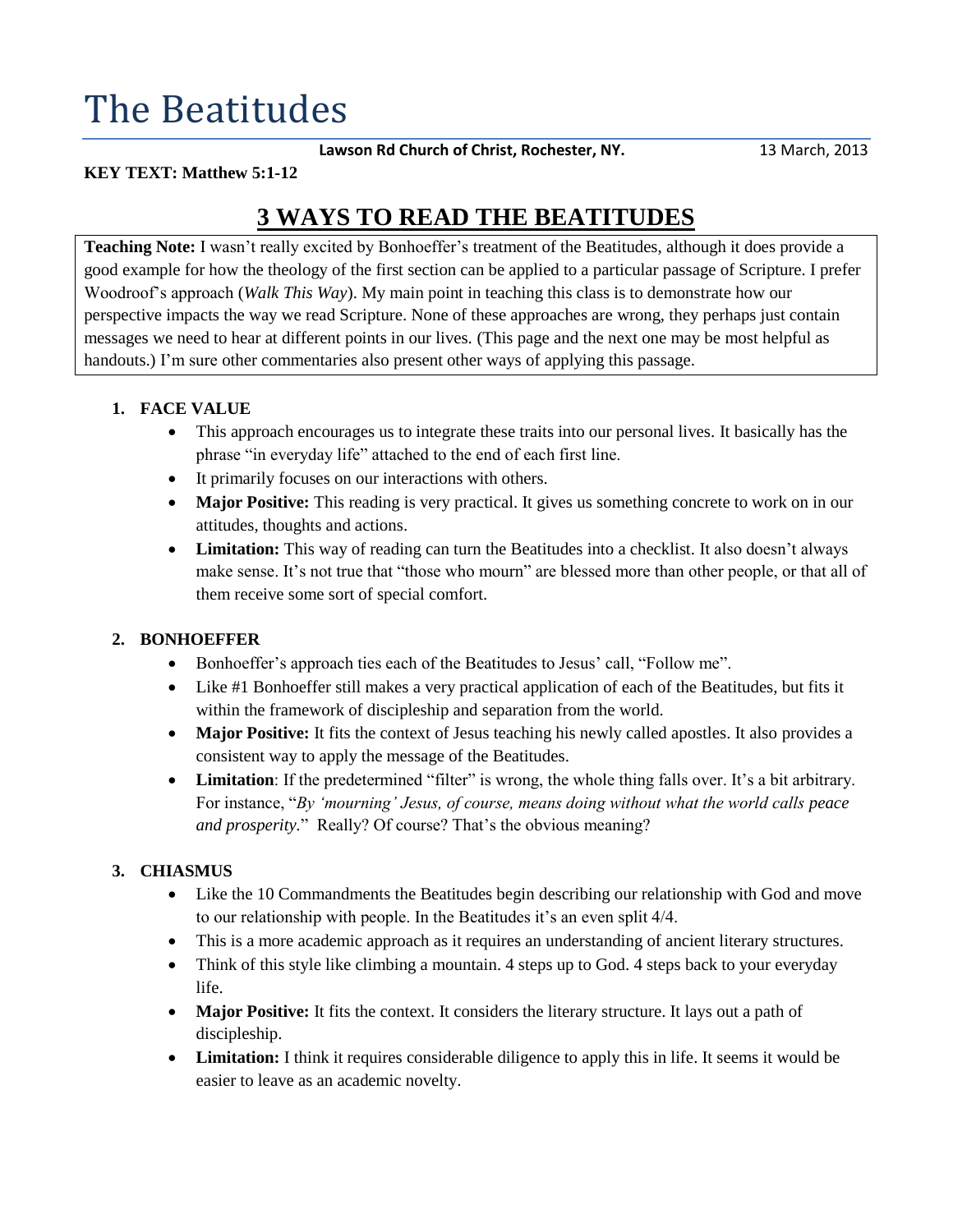# The Beatitudes

**Lawson Rd Church of Christ, Rochester, NY.** 13 March, 2013

**KEY TEXT: Matthew 5:1-12**

## 3 WAYS TO READ THE BEATITUDES

**Teaching Note:** I wasn't really excited by Bonhoeffer's treatment of the Beatitudes, although it does provide a good example for how the theology of the first section can be applied to a particular passage of Scripture. I prefer Woodroof's approach (*Walk This Way*). My main point in teaching this class is to demonstrate how our perspective impacts the way we read Scripture. None of these approaches are wrong, they perhaps just contain messages we need to hear at different points in our lives. (This page and the next one may be most helpful as handouts.) I'm sure other commentaries also present other ways of applying this passage.

1. **FACE VALUE**
   - This approach encourages us to integrate these traits into our personal lives. It basically has the phrase "in everyday life" attached to the end of each first line.
   - It primarily focuses on our interactions with others.
   - **Major Positive:** This reading is very practical. It gives us something concrete to work on in our attitudes, thoughts and actions.
   - **Limitation:** This way of reading can turn the Beatitudes into a checklist. It also doesn't always make sense. It's not true that "those who mourn" are blessed more than other people, or that all of them receive some sort of special comfort.

2. **BONHOEFFER**
   - Bonhoeffer's approach ties each of the Beatitudes to Jesus' call, "Follow me".
   - Like #1 Bonhoeffer still makes a very practical application of each of the Beatitudes, but fits it within the framework of discipleship and separation from the world.
   - **Major Positive:** It fits the context of Jesus teaching his newly called apostles. It also provides a consistent way to apply the message of the Beatitudes.
   - **Limitation**: If the predetermined "filter" is wrong, the whole thing falls over. It's a bit arbitrary. For instance, "*By 'mourning' Jesus, of course, means doing without what the world calls peace and prosperity.*" Really? Of course? That's the obvious meaning?

3. **CHIASMUS**
   - Like the 10 Commandments the Beatitudes begin describing our relationship with God and move to our relationship with people. In the Beatitudes it's an even split 4/4.
   - This is a more academic approach as it requires an understanding of ancient literary structures.
   - Think of this style like climbing a mountain. 4 steps up to God. 4 steps back to your everyday life.
   - **Major Positive:** It fits the context. It considers the literary structure. It lays out a path of discipleship.
   - **Limitation:** I think it requires considerable diligence to apply this in life. It seems it would be easier to leave as an academic novelty.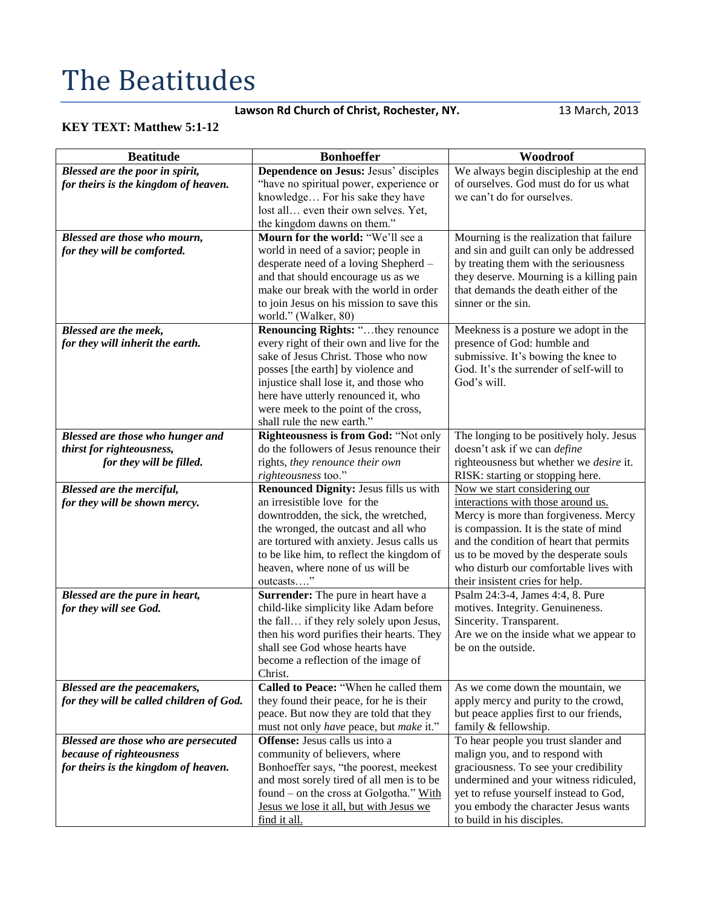# The Beatitudes

**Lawson Rd Church of Christ, Rochester, NY.** 13 March, 2013

**KEY TEXT: Matthew 5:1-12**

| Beatitude | Bonhoeffer | Woodroof |
| --- | --- | --- |
| ***Blessed are the poor in spirit, for theirs is the kingdom of heaven.*** | **Dependence on Jesus:** Jesus' disciples "have no spiritual power, experience or knowledge… For his sake they have lost all… even their own selves. Yet, the kingdom dawns on them." | We always begin discipleship at the end of ourselves. God must do for us what we can't do for ourselves. |
| ***Blessed are those who mourn, for they will be comforted.*** | **Mourn for the world:** "We'll see a world in need of a savior; people in desperate need of a loving Shepherd – and that should encourage us as we make our break with the world in order to join Jesus on his mission to save this world." (Walker, 80) | Mourning is the realization that failure and sin and guilt can only be addressed by treating them with the seriousness they deserve. Mourning is a killing pain that demands the death either of the sinner or the sin. |
| ***Blessed are the meek, for they will inherit the earth.*** | **Renouncing Rights:** "…they renounce every right of their own and live for the sake of Jesus Christ. Those who now posses [the earth] by violence and injustice shall lose it, and those who here have utterly renounced it, who were meek to the point of the cross, shall rule the new earth." | Meekness is a posture we adopt in the presence of God: humble and submissive. It's bowing the knee to God. It's the surrender of self-will to God's will. |
| ***Blessed are those who hunger and thirst for righteousness, for they will be filled.*** | **Righteousness is from God:** "Not only do the followers of Jesus renounce their rights, *they renounce their own righteousness* too." | The longing to be positively holy. Jesus doesn't ask if we can *define* righteousness but whether we *desire* it. RISK: starting or stopping here. |
| ***Blessed are the merciful, for they will be shown mercy.*** | **Renounced Dignity:** Jesus fills us with an irresistible love for the downtrodden, the sick, the wretched, the wronged, the outcast and all who are tortured with anxiety. Jesus calls us to be like him, to reflect the kingdom of heaven, where none of us will be outcasts…." | <u>Now we start considering our interactions with those around us.</u> Mercy is more than forgiveness. Mercy is compassion. It is the state of mind and the condition of heart that permits us to be moved by the desperate souls who disturb our comfortable lives with their insistent cries for help. |
| ***Blessed are the pure in heart, for they will see God.*** | **Surrender:** The pure in heart have a child-like simplicity like Adam before the fall… if they rely solely upon Jesus, then his word purifies their hearts. They shall see God whose hearts have become a reflection of the image of Christ. | Psalm 24:3-4, James 4:4, 8. Pure motives. Integrity. Genuineness. Sincerity. Transparent. Are we on the inside what we appear to be on the outside. |
| ***Blessed are the peacemakers, for they will be called children of God.*** | **Called to Peace:** "When he called them they found their peace, for he is their peace. But now they are told that they must not only *have* peace, but *make* it." | As we come down the mountain, we apply mercy and purity to the crowd, but peace applies first to our friends, family & fellowship. |
| ***Blessed are those who are persecuted because of righteousness for theirs is the kingdom of heaven.*** | **Offense:** Jesus calls us into a community of believers, where Bonhoeffer says, "the poorest, meekest and most sorely tired of all men is to be found – on the cross at Golgotha." <u>With Jesus we lose it all, but with Jesus we find it all.</u> | To hear people you trust slander and malign you, and to respond with graciousness. To see your credibility undermined and your witness ridiculed, yet to refuse yourself instead to God, you embody the character Jesus wants to build in his disciples. |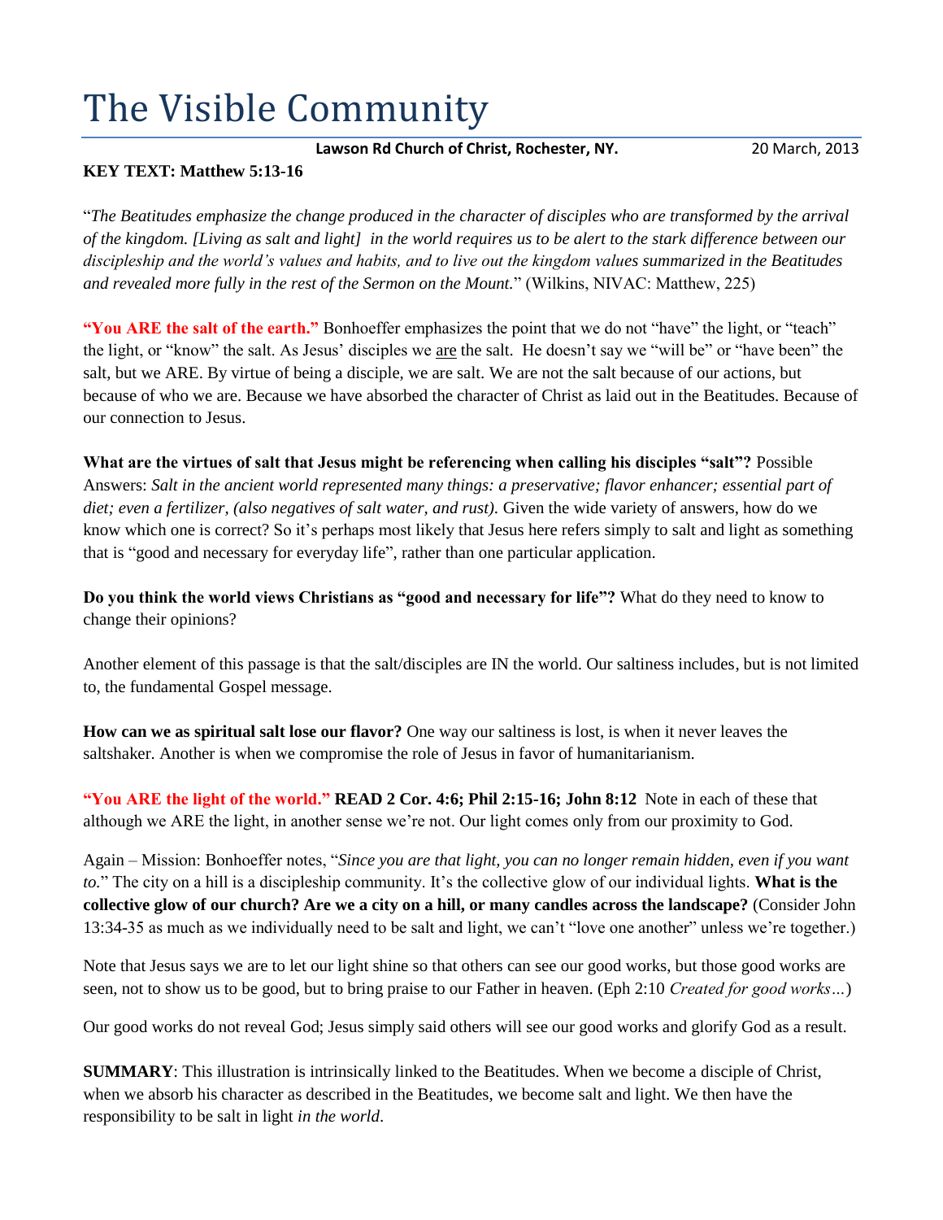# The Visible Community

**Lawson Rd Church of Christ, Rochester, NY.** 20 March, 2013

**KEY TEXT: Matthew 5:13-16**

"*The Beatitudes emphasize the change produced in the character of disciples who are transformed by the arrival of the kingdom. [Living as salt and light] in the world requires us to be alert to the stark difference between our discipleship and the world's values and habits, and to live out the kingdom values summarized in the Beatitudes and revealed more fully in the rest of the Sermon on the Mount.*" (Wilkins, NIVAC: Matthew, 225)

**"You ARE the salt of the earth."** Bonhoeffer emphasizes the point that we do not "have" the light, or "teach" the light, or "know" the salt. As Jesus' disciples we are the salt. He doesn't say we "will be" or "have been" the salt, but we ARE. By virtue of being a disciple, we are salt. We are not the salt because of our actions, but because of who we are. Because we have absorbed the character of Christ as laid out in the Beatitudes. Because of our connection to Jesus.

**What are the virtues of salt that Jesus might be referencing when calling his disciples "salt"?** Possible Answers: *Salt in the ancient world represented many things: a preservative; flavor enhancer; essential part of diet; even a fertilizer, (also negatives of salt water, and rust).* Given the wide variety of answers, how do we know which one is correct? So it's perhaps most likely that Jesus here refers simply to salt and light as something that is "good and necessary for everyday life", rather than one particular application.

**Do you think the world views Christians as "good and necessary for life"?** What do they need to know to change their opinions?

Another element of this passage is that the salt/disciples are IN the world. Our saltiness includes, but is not limited to, the fundamental Gospel message.

**How can we as spiritual salt lose our flavor?** One way our saltiness is lost, is when it never leaves the saltshaker. Another is when we compromise the role of Jesus in favor of humanitarianism.

**"You ARE the light of the world." READ 2 Cor. 4:6; Phil 2:15-16; John 8:12** Note in each of these that although we ARE the light, in another sense we're not. Our light comes only from our proximity to God.

Again – Mission: Bonhoeffer notes, "*Since you are that light, you can no longer remain hidden, even if you want to.*" The city on a hill is a discipleship community. It's the collective glow of our individual lights. **What is the collective glow of our church? Are we a city on a hill, or many candles across the landscape?** (Consider John 13:34-35 as much as we individually need to be salt and light, we can't "love one another" unless we're together.)

Note that Jesus says we are to let our light shine so that others can see our good works, but those good works are seen, not to show us to be good, but to bring praise to our Father in heaven. (Eph 2:10 *Created for good works…*)

Our good works do not reveal God; Jesus simply said others will see our good works and glorify God as a result.

**SUMMARY**: This illustration is intrinsically linked to the Beatitudes. When we become a disciple of Christ, when we absorb his character as described in the Beatitudes, we become salt and light. We then have the responsibility to be salt in light *in the world*.